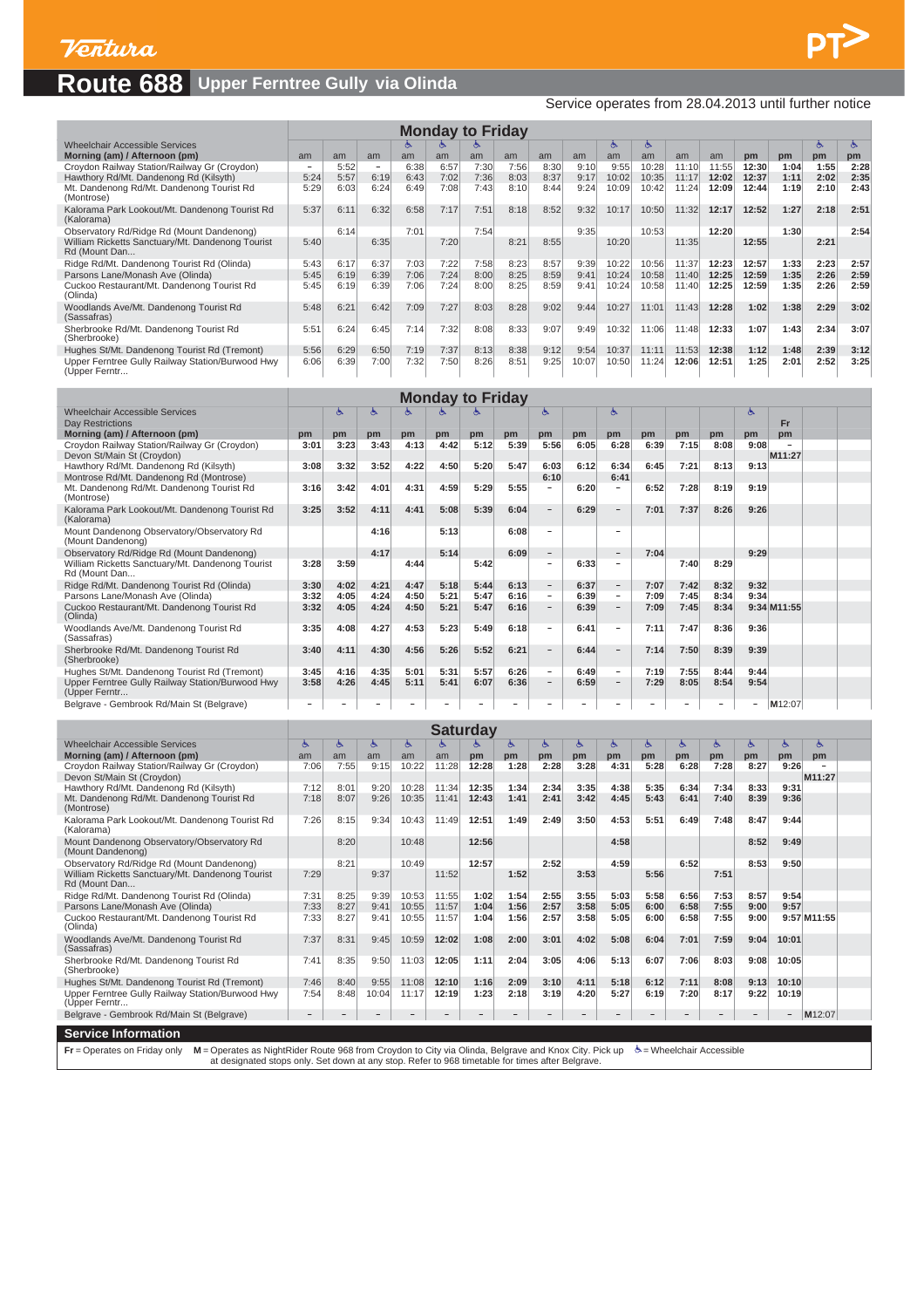# Ventura

# Route 688 Upper Ferntree Gully via Olinda

Service operates from 28.04.2013 until further notice

## Monday to Friday

| Wheelchair Accessible Services | | | | ♿ | ♿ | ♿ | | | | ♿ | ♿ | | | | | ♿ | ♿ |
|---|---|---|---|---|---|---|---|---|---|---|---|---|---|---|---|---|---|
| **Morning (am) / Afternoon (pm)** | am | am | am | am | am | am | am | am | am | am | am | am | am | pm | pm | pm | pm |
| Croydon Railway Station/Railway Gr (Croydon) | – | 5:52 | – | 6:38 | 6:57 | 7:30 | 7:56 | 8:30 | 9:10 | 9:55 | 10:28 | 11:10 | 11:55 | 12:30 | 1:04 | 1:55 | 2:28 |
| Hawthory Rd/Mt. Dandenong Rd (Kilsyth) | 5:24 | 5:57 | 6:19 | 6:43 | 7:02 | 7:36 | 8:03 | 8:37 | 9:17 | 10:02 | 10:35 | 11:17 | 12:02 | 12:37 | 1:11 | 2:02 | 2:35 |
| Mt. Dandenong Rd/Mt. Dandenong Tourist Rd (Montrose) | 5:29 | 6:03 | 6:24 | 6:49 | 7:08 | 7:43 | 8:10 | 8:44 | 9:24 | 10:09 | 10:42 | 11:24 | 12:09 | 12:44 | 1:19 | 2:10 | 2:43 |
| Kalorama Park Lookout/Mt. Dandenong Tourist Rd (Kalorama) | 5:37 | 6:11 | 6:32 | 6:58 | 7:17 | 7:51 | 8:18 | 8:52 | 9:32 | 10:17 | 10:50 | 11:32 | 12:17 | 12:52 | 1:27 | 2:18 | 2:51 |
| Observatory Rd/Ridge Rd (Mount Dandenong) | | 6:14 | | 7:01 | | 7:54 | | | 9:35 | | 10:53 | | 12:20 | | 1:30 | | 2:54 |
| William Ricketts Sanctuary/Mt. Dandenong Tourist Rd (Mount Dan... | 5:40 | | 6:35 | | 7:20 | | 8:21 | 8:55 | | 10:20 | | 11:35 | | 12:55 | | 2:21 | |
| Ridge Rd/Mt. Dandenong Tourist Rd (Olinda) | 5:43 | 6:17 | 6:37 | 7:03 | 7:22 | 7:58 | 8:23 | 8:57 | 9:39 | 10:22 | 10:56 | 11:37 | 12:23 | 12:57 | 1:33 | 2:23 | 2:57 |
| Parsons Lane/Monash Ave (Olinda) | 5:45 | 6:19 | 6:39 | 7:06 | 7:24 | 8:00 | 8:25 | 8:59 | 9:41 | 10:24 | 10:58 | 11:40 | 12:25 | 12:59 | 1:35 | 2:26 | 2:59 |
| Cuckoo Restaurant/Mt. Dandenong Tourist Rd (Olinda) | 5:45 | 6:19 | 6:39 | 7:06 | 7:24 | 8:00 | 8:25 | 8:59 | 9:41 | 10:24 | 10:58 | 11:40 | 12:25 | 12:59 | 1:35 | 2:26 | 2:59 |
| Woodlands Ave/Mt. Dandenong Tourist Rd (Sassafras) | 5:48 | 6:21 | 6:42 | 7:09 | 7:27 | 8:03 | 8:28 | 9:02 | 9:44 | 10:27 | 11:01 | 11:43 | 12:28 | 1:02 | 1:38 | 2:29 | 3:02 |
| Sherbrooke Rd/Mt. Dandenong Tourist Rd (Sherbrooke) | 5:51 | 6:24 | 6:45 | 7:14 | 7:32 | 8:08 | 8:33 | 9:07 | 9:49 | 10:32 | 11:06 | 11:48 | 12:33 | 1:07 | 1:43 | 2:34 | 3:07 |
| Hughes St/Mt. Dandenong Tourist Rd (Tremont) | 5:56 | 6:29 | 6:50 | 7:19 | 7:37 | 8:13 | 8:38 | 9:12 | 9:54 | 10:37 | 11:11 | 11:53 | 12:38 | 1:12 | 1:48 | 2:39 | 3:12 |
| Upper Ferntree Gully Railway Station/Burwood Hwy (Upper Ferntr... | 6:06 | 6:39 | 7:00 | 7:32 | 7:50 | 8:26 | 8:51 | 9:25 | 10:07 | 10:50 | 11:24 | 12:06 | 12:51 | 1:25 | 2:01 | 2:52 | 3:25 |

## Monday to Friday

| Wheelchair Accessible Services | | ♿ | ♿ | ♿ | ♿ | ♿ | | ♿ | | ♿ | | | | ♿ | |
|---|---|---|---|---|---|---|---|---|---|---|---|---|---|---|---|
| Day Restrictions | | | | | | | | | | | | | | | Fr |
| **Morning (am) / Afternoon (pm)** | pm | pm | pm | pm | pm | pm | pm | pm | pm | pm | pm | pm | pm | pm | pm |
| Croydon Railway Station/Railway Gr (Croydon) | 3:01 | 3:23 | 3:43 | 4:13 | 4:42 | 5:12 | 5:39 | 5:56 | 6:05 | 6:28 | 6:39 | 7:15 | 8:08 | 9:08 | – |
| Devon St/Main St (Croydon) | | | | | | | | | | | | | | | M11:27 |
| Hawthory Rd/Mt. Dandenong Rd (Kilsyth) | 3:08 | 3:32 | 3:52 | 4:22 | 4:50 | 5:20 | 5:47 | 6:03 | 6:12 | 6:34 | 6:45 | 7:21 | 8:13 | 9:13 | |
| Montrose Rd/Mt. Dandenong Rd (Montrose) | | | | | | | | 6:10 | | 6:41 | | | | | |
| Mt. Dandenong Rd/Mt. Dandenong Tourist Rd (Montrose) | 3:16 | 3:42 | 4:01 | 4:31 | 4:59 | 5:29 | 5:55 | – | 6:20 | – | 6:52 | 7:28 | 8:19 | 9:19 | |
| Kalorama Park Lookout/Mt. Dandenong Tourist Rd (Kalorama) | 3:25 | 3:52 | 4:11 | 4:41 | 5:08 | 5:39 | 6:04 | – | 6:29 | – | 7:01 | 7:37 | 8:26 | 9:26 | |
| Mount Dandenong Observatory/Observatory Rd (Mount Dandenong) | | | 4:16 | | 5:13 | | 6:08 | – | | – | | | | | |
| Observatory Rd/Ridge Rd (Mount Dandenong) | | | 4:17 | | 5:14 | | 6:09 | – | | – | 7:04 | | | 9:29 | |
| William Ricketts Sanctuary/Mt. Dandenong Tourist Rd (Mount Dan... | 3:28 | 3:59 | | 4:44 | | 5:42 | | – | 6:33 | – | | 7:40 | 8:29 | | |
| Ridge Rd/Mt. Dandenong Tourist Rd (Olinda) | 3:30 | 4:02 | 4:21 | 4:47 | 5:18 | 5:44 | 6:13 | – | 6:37 | – | 7:07 | 7:42 | 8:32 | 9:32 | |
| Parsons Lane/Monash Ave (Olinda) | 3:32 | 4:05 | 4:24 | 4:50 | 5:21 | 5:47 | 6:16 | – | 6:39 | – | 7:09 | 7:45 | 8:34 | 9:34 | |
| Cuckoo Restaurant/Mt. Dandenong Tourist Rd (Olinda) | 3:32 | 4:05 | 4:24 | 4:50 | 5:21 | 5:47 | 6:16 | – | 6:39 | – | 7:09 | 7:45 | 8:34 | 9:34 | M11:55 |
| Woodlands Ave/Mt. Dandenong Tourist Rd (Sassafras) | 3:35 | 4:08 | 4:27 | 4:53 | 5:23 | 5:49 | 6:18 | – | 6:41 | – | 7:11 | 7:47 | 8:36 | 9:36 | |
| Sherbrooke Rd/Mt. Dandenong Tourist Rd (Sherbrooke) | 3:40 | 4:11 | 4:30 | 4:56 | 5:26 | 5:52 | 6:21 | – | 6:44 | – | 7:14 | 7:50 | 8:39 | 9:39 | |
| Hughes St/Mt. Dandenong Tourist Rd (Tremont) | 3:45 | 4:16 | 4:35 | 5:01 | 5:31 | 5:57 | 6:26 | – | 6:49 | – | 7:19 | 7:55 | 8:44 | 9:44 | |
| Upper Ferntree Gully Railway Station/Burwood Hwy (Upper Ferntr... | 3:58 | 4:26 | 4:45 | 5:11 | 5:41 | 6:07 | 6:36 | – | 6:59 | – | 7:29 | 8:05 | 8:54 | 9:54 | |
| Belgrave - Gembrook Rd/Main St (Belgrave) | – | – | – | – | – | – | – | – | – | – | – | – | – | – | M12:07 |

## Saturday

| Wheelchair Accessible Services | ♿ | ♿ | ♿ | ♿ | ♿ | ♿ | ♿ | ♿ | ♿ | ♿ | ♿ | ♿ | ♿ | ♿ | ♿ | ♿ |
|---|---|---|---|---|---|---|---|---|---|---|---|---|---|---|---|---|
| **Morning (am) / Afternoon (pm)** | am | am | am | am | am | pm | pm | pm | pm | pm | pm | pm | pm | pm | pm | pm |
| Croydon Railway Station/Railway Gr (Croydon) | 7:06 | 7:55 | 9:15 | 10:22 | 11:28 | 12:28 | 1:28 | 2:28 | 3:28 | 4:31 | 5:28 | 6:28 | 7:28 | 8:27 | 9:26 | – |
| Devon St/Main St (Croydon) | | | | | | | | | | | | | | | | M11:27 |
| Hawthory Rd/Mt. Dandenong Rd (Kilsyth) | 7:12 | 8:01 | 9:20 | 10:28 | 11:34 | 12:35 | 1:34 | 2:34 | 3:35 | 4:38 | 5:35 | 6:34 | 7:34 | 8:33 | 9:31 | |
| Mt. Dandenong Rd/Mt. Dandenong Tourist Rd (Montrose) | 7:18 | 8:07 | 9:26 | 10:35 | 11:41 | 12:43 | 1:41 | 2:41 | 3:42 | 4:45 | 5:43 | 6:41 | 7:40 | 8:39 | 9:36 | |
| Kalorama Park Lookout/Mt. Dandenong Tourist Rd (Kalorama) | 7:26 | 8:15 | 9:34 | 10:43 | 11:49 | 12:51 | 1:49 | 2:49 | 3:50 | 4:53 | 5:51 | 6:49 | 7:48 | 8:47 | 9:44 | |
| Mount Dandenong Observatory/Observatory Rd (Mount Dandenong) | | 8:20 | | 10:48 | | 12:56 | | | | 4:58 | | | | 8:52 | 9:49 | |
| Observatory Rd/Ridge Rd (Mount Dandenong) | | 8:21 | | 10:49 | | 12:57 | | 2:52 | | 4:59 | | 6:52 | | 8:53 | 9:50 | |
| William Ricketts Sanctuary/Mt. Dandenong Tourist Rd (Mount Dan... | 7:29 | | 9:37 | | 11:52 | | 1:52 | | 3:53 | | 5:56 | | 7:51 | | | |
| Ridge Rd/Mt. Dandenong Tourist Rd (Olinda) | 7:31 | 8:25 | 9:39 | 10:53 | 11:55 | 1:02 | 1:54 | 2:55 | 3:55 | 5:03 | 5:58 | 6:56 | 7:53 | 8:57 | 9:54 | |
| Parsons Lane/Monash Ave (Olinda) | 7:33 | 8:27 | 9:41 | 10:55 | 11:57 | 1:04 | 1:56 | 2:57 | 3:58 | 5:05 | 6:00 | 6:58 | 7:55 | 9:00 | 9:57 | |
| Cuckoo Restaurant/Mt. Dandenong Tourist Rd (Olinda) | 7:33 | 8:27 | 9:41 | 10:55 | 11:57 | 1:04 | 1:56 | 2:57 | 3:58 | 5:05 | 6:00 | 6:58 | 7:55 | 9:00 | 9:57 | M11:55 |
| Woodlands Ave/Mt. Dandenong Tourist Rd (Sassafras) | 7:37 | 8:31 | 9:45 | 10:59 | 12:02 | 1:08 | 2:00 | 3:01 | 4:02 | 5:08 | 6:04 | 7:01 | 7:59 | 9:04 | 10:01 | |
| Sherbrooke Rd/Mt. Dandenong Tourist Rd (Sherbrooke) | 7:41 | 8:35 | 9:50 | 11:03 | 12:05 | 1:11 | 2:04 | 3:05 | 4:06 | 5:13 | 6:07 | 7:06 | 8:03 | 9:08 | 10:05 | |
| Hughes St/Mt. Dandenong Tourist Rd (Tremont) | 7:46 | 8:40 | 9:55 | 11:08 | 12:10 | 1:16 | 2:09 | 3:10 | 4:11 | 5:18 | 6:12 | 7:11 | 8:08 | 9:13 | 10:10 | |
| Upper Ferntree Gully Railway Station/Burwood Hwy (Upper Ferntr... | 7:54 | 8:48 | 10:04 | 11:17 | 12:19 | 1:23 | 2:18 | 3:19 | 4:20 | 5:27 | 6:19 | 7:20 | 8:17 | 9:22 | 10:19 | |
| Belgrave - Gembrook Rd/Main St (Belgrave) | – | – | – | – | – | – | – | – | – | – | – | – | – | – | – | M12:07 |

## Service Information

**Fr** = Operates on Friday only **M** = Operates as NightRider Route 968 from Croydon to City via Olinda, Belgrave and Knox City. Pick up at designated stops only. Set down at any stop. Refer to 968 timetable for times after Belgrave. ♿ = Wheelchair Accessible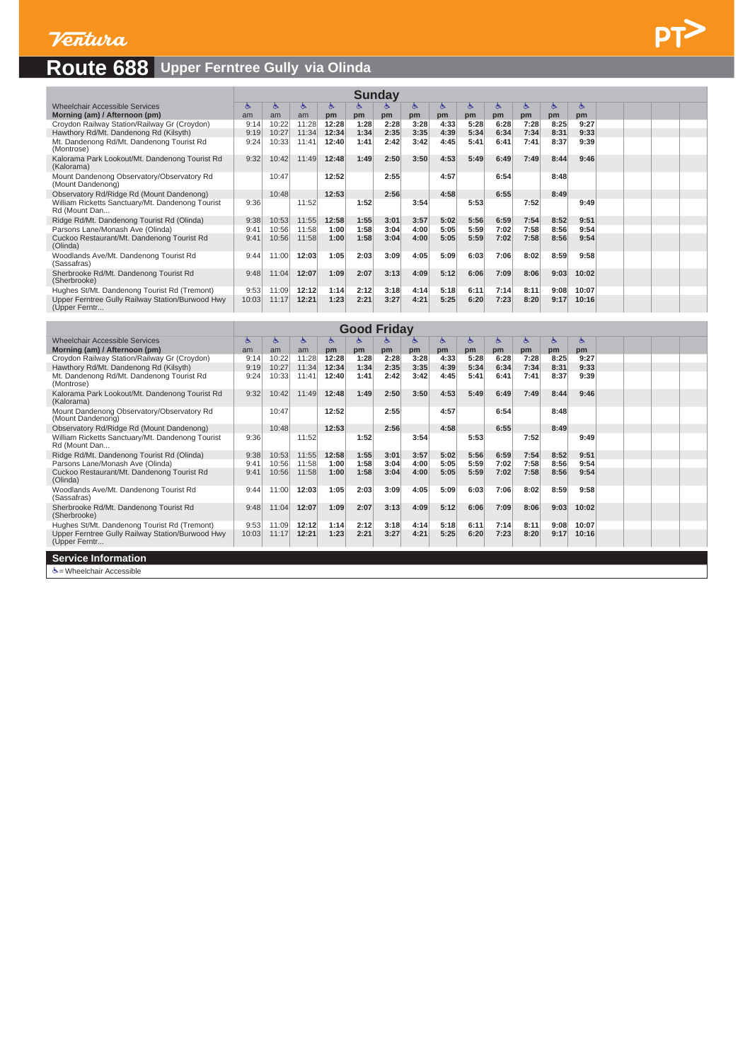Ventura

# Route 688 Upper Ferntree Gully via Olinda

| Sunday | | | | | | | | | | | | | |
|---|---|---|---|---|---|---|---|---|---|---|---|---|---|
| Wheelchair Accessible Services | ♿ | ♿ | ♿ | ♿ | ♿ | ♿ | ♿ | ♿ | ♿ | ♿ | ♿ | ♿ | ♿ |
| Morning (am) / Afternoon (pm) | am | am | am | pm | pm | pm | pm | pm | pm | pm | pm | pm | pm |
| Croydon Railway Station/Railway Gr (Croydon) | 9:14 | 10:22 | 11:28 | 12:28 | 1:28 | 2:28 | 3:28 | 4:33 | 5:28 | 6:28 | 7:28 | 8:25 | 9:27 |
| Hawthory Rd/Mt. Dandenong Rd (Kilsyth) | 9:19 | 10:27 | 11:34 | 12:34 | 1:34 | 2:35 | 3:35 | 4:39 | 5:34 | 6:34 | 7:34 | 8:31 | 9:33 |
| Mt. Dandenong Rd/Mt. Dandenong Tourist Rd (Montrose) | 9:24 | 10:33 | 11:41 | 12:40 | 1:41 | 2:42 | 3:42 | 4:45 | 5:41 | 6:41 | 7:41 | 8:37 | 9:39 |
| Kalorama Park Lookout/Mt. Dandenong Tourist Rd (Kalorama) | 9:32 | 10:42 | 11:49 | 12:48 | 1:49 | 2:50 | 3:50 | 4:53 | 5:49 | 6:49 | 7:49 | 8:44 | 9:46 |
| Mount Dandenong Observatory/Observatory Rd (Mount Dandenong) | | 10:47 | | 12:52 | | 2:55 | | 4:57 | | 6:54 | | 8:48 | |
| Observatory Rd/Ridge Rd (Mount Dandenong) | | 10:48 | | 12:53 | | 2:56 | | 4:58 | | 6:55 | | 8:49 | |
| William Ricketts Sanctuary/Mt. Dandenong Tourist Rd (Mount Dan... | 9:36 | | 11:52 | | 1:52 | | 3:54 | | 5:53 | | 7:52 | | 9:49 |
| Ridge Rd/Mt. Dandenong Tourist Rd (Olinda) | 9:38 | 10:53 | 11:55 | 12:58 | 1:55 | 3:01 | 3:57 | 5:02 | 5:56 | 6:59 | 7:54 | 8:52 | 9:51 |
| Parsons Lane/Monash Ave (Olinda) | 9:41 | 10:56 | 11:58 | 1:00 | 1:58 | 3:04 | 4:00 | 5:05 | 5:59 | 7:02 | 7:58 | 8:56 | 9:54 |
| Cuckoo Restaurant/Mt. Dandenong Tourist Rd (Olinda) | 9:41 | 10:56 | 11:58 | 1:00 | 1:58 | 3:04 | 4:00 | 5:05 | 5:59 | 7:02 | 7:58 | 8:56 | 9:54 |
| Woodlands Ave/Mt. Dandenong Tourist Rd (Sassafras) | 9:44 | 11:00 | 12:03 | 1:05 | 2:03 | 3:09 | 4:05 | 5:09 | 6:03 | 7:06 | 8:02 | 8:59 | 9:58 |
| Sherbrooke Rd/Mt. Dandenong Tourist Rd (Sherbrooke) | 9:48 | 11:04 | 12:07 | 1:09 | 2:07 | 3:13 | 4:09 | 5:12 | 6:06 | 7:09 | 8:06 | 9:03 | 10:02 |
| Hughes St/Mt. Dandenong Tourist Rd (Tremont) | 9:53 | 11:09 | 12:12 | 1:14 | 2:12 | 3:18 | 4:14 | 5:18 | 6:11 | 7:14 | 8:11 | 9:08 | 10:07 |
| Upper Ferntree Gully Railway Station/Burwood Hwy (Upper Ferntr... | 10:03 | 11:17 | 12:21 | 1:23 | 2:21 | 3:27 | 4:21 | 5:25 | 6:20 | 7:23 | 8:20 | 9:17 | 10:16 |

| Good Friday | | | | | | | | | | | | | |
|---|---|---|---|---|---|---|---|---|---|---|---|---|---|
| Wheelchair Accessible Services | ♿ | ♿ | ♿ | ♿ | ♿ | ♿ | ♿ | ♿ | ♿ | ♿ | ♿ | ♿ | ♿ |
| Morning (am) / Afternoon (pm) | am | am | am | pm | pm | pm | pm | pm | pm | pm | pm | pm | pm |
| Croydon Railway Station/Railway Gr (Croydon) | 9:14 | 10:22 | 11:28 | 12:28 | 1:28 | 2:28 | 3:28 | 4:33 | 5:28 | 6:28 | 7:28 | 8:25 | 9:27 |
| Hawthory Rd/Mt. Dandenong Rd (Kilsyth) | 9:19 | 10:27 | 11:34 | 12:34 | 1:34 | 2:35 | 3:35 | 4:39 | 5:34 | 6:34 | 7:34 | 8:31 | 9:33 |
| Mt. Dandenong Rd/Mt. Dandenong Tourist Rd (Montrose) | 9:24 | 10:33 | 11:41 | 12:40 | 1:41 | 2:42 | 3:42 | 4:45 | 5:41 | 6:41 | 7:41 | 8:37 | 9:39 |
| Kalorama Park Lookout/Mt. Dandenong Tourist Rd (Kalorama) | 9:32 | 10:42 | 11:49 | 12:48 | 1:49 | 2:50 | 3:50 | 4:53 | 5:49 | 6:49 | 7:49 | 8:44 | 9:46 |
| Mount Dandenong Observatory/Observatory Rd (Mount Dandenong) | | 10:47 | | 12:52 | | 2:55 | | 4:57 | | 6:54 | | 8:48 | |
| Observatory Rd/Ridge Rd (Mount Dandenong) | | 10:48 | | 12:53 | | 2:56 | | 4:58 | | 6:55 | | 8:49 | |
| William Ricketts Sanctuary/Mt. Dandenong Tourist Rd (Mount Dan... | 9:36 | | 11:52 | | 1:52 | | 3:54 | | 5:53 | | 7:52 | | 9:49 |
| Ridge Rd/Mt. Dandenong Tourist Rd (Olinda) | 9:38 | 10:53 | 11:55 | 12:58 | 1:55 | 3:01 | 3:57 | 5:02 | 5:56 | 6:59 | 7:54 | 8:52 | 9:51 |
| Parsons Lane/Monash Ave (Olinda) | 9:41 | 10:56 | 11:58 | 1:00 | 1:58 | 3:04 | 4:00 | 5:05 | 5:59 | 7:02 | 7:58 | 8:56 | 9:54 |
| Cuckoo Restaurant/Mt. Dandenong Tourist Rd (Olinda) | 9:41 | 10:56 | 11:58 | 1:00 | 1:58 | 3:04 | 4:00 | 5:05 | 5:59 | 7:02 | 7:58 | 8:56 | 9:54 |
| Woodlands Ave/Mt. Dandenong Tourist Rd (Sassafras) | 9:44 | 11:00 | 12:03 | 1:05 | 2:03 | 3:09 | 4:05 | 5:09 | 6:03 | 7:06 | 8:02 | 8:59 | 9:58 |
| Sherbrooke Rd/Mt. Dandenong Tourist Rd (Sherbrooke) | 9:48 | 11:04 | 12:07 | 1:09 | 2:07 | 3:13 | 4:09 | 5:12 | 6:06 | 7:09 | 8:06 | 9:03 | 10:02 |
| Hughes St/Mt. Dandenong Tourist Rd (Tremont) | 9:53 | 11:09 | 12:12 | 1:14 | 2:12 | 3:18 | 4:14 | 5:18 | 6:11 | 7:14 | 8:11 | 9:08 | 10:07 |
| Upper Ferntree Gully Railway Station/Burwood Hwy (Upper Ferntr... | 10:03 | 11:17 | 12:21 | 1:23 | 2:21 | 3:27 | 4:21 | 5:25 | 6:20 | 7:23 | 8:20 | 9:17 | 10:16 |

## Service Information

♿ = Wheelchair Accessible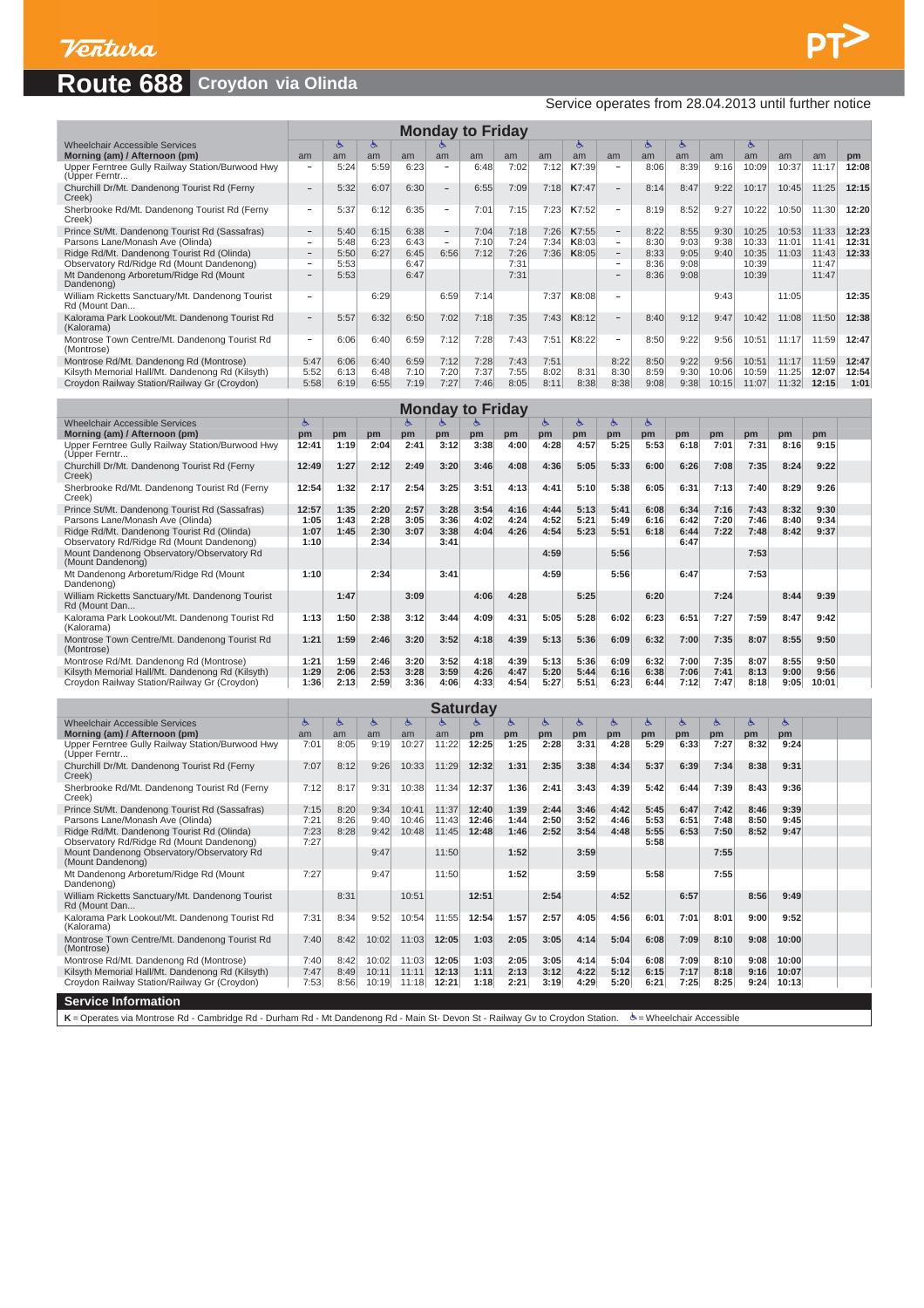# Route 688 Croydon via Olinda

Service operates from 28.04.2013 until further notice

## Monday to Friday

| Wheelchair Accessible Services | | ♿ | ♿ | | ♿ | | | | ♿ | | ♿ | ♿ | | ♿ | | | |
|---|---|---|---|---|---|---|---|---|---|---|---|---|---|---|---|---|---|
| **Morning (am) / Afternoon (pm)** | am | am | am | am | am | am | am | am | am | am | am | am | am | am | am | am | pm |
| Upper Ferntree Gully Railway Station/Burwood Hwy (Upper Ferntr... | – | 5:24 | 5:59 | 6:23 | – | 6:48 | 7:02 | 7:12 | K7:39 | – | 8:06 | 8:39 | 9:16 | 10:09 | 10:37 | 11:17 | 12:08 |
| Churchill Dr/Mt. Dandenong Tourist Rd (Ferny Creek) | – | 5:32 | 6:07 | 6:30 | – | 6:55 | 7:09 | 7:18 | K7:47 | – | 8:14 | 8:47 | 9:22 | 10:17 | 10:45 | 11:25 | 12:15 |
| Sherbrooke Rd/Mt. Dandenong Tourist Rd (Ferny Creek) | – | 5:37 | 6:12 | 6:35 | – | 7:01 | 7:15 | 7:23 | K7:52 | – | 8:19 | 8:52 | 9:27 | 10:22 | 10:50 | 11:30 | 12:20 |
| Prince St/Mt. Dandenong Tourist Rd (Sassafras) | – | 5:40 | 6:15 | 6:38 | – | 7:04 | 7:18 | 7:26 | K7:55 | – | 8:22 | 8:55 | 9:30 | 10:25 | 10:53 | 11:33 | 12:23 |
| Parsons Lane/Monash Ave (Olinda) | – | 5:48 | 6:23 | 6:43 | – | 7:10 | 7:24 | 7:34 | K8:03 | – | 8:30 | 9:03 | 9:38 | 10:33 | 11:01 | 11:41 | 12:31 |
| Ridge Rd/Mt. Dandenong Tourist Rd (Olinda) | – | 5:50 | 6:27 | 6:45 | 6:56 | 7:12 | 7:26 | 7:36 | K8:05 | – | 8:33 | 9:05 | 9:40 | 10:35 | 11:03 | 11:43 | 12:33 |
| Observatory Rd/Ridge Rd (Mount Dandenong) | – | 5:53 | | 6:47 | | | 7:31 | | | – | 8:36 | 9:08 | | 10:39 | | 11:47 | |
| Mt Dandenong Arboretum/Ridge Rd (Mount Dandenong) | – | 5:53 | | 6:47 | | | 7:31 | | | – | 8:36 | 9:08 | | 10:39 | | 11:47 | |
| William Ricketts Sanctuary/Mt. Dandenong Tourist Rd (Mount Dan... | – | | 6:29 | | 6:59 | 7:14 | | 7:37 | K8:08 | – | | | 9:43 | | 11:05 | | 12:35 |
| Kalorama Park Lookout/Mt. Dandenong Tourist Rd (Kalorama) | – | 5:57 | 6:32 | 6:50 | 7:02 | 7:18 | 7:35 | 7:43 | K8:12 | – | 8:40 | 9:12 | 9:47 | 10:42 | 11:08 | 11:50 | 12:38 |
| Montrose Town Centre/Mt. Dandenong Tourist Rd (Montrose) | – | 6:06 | 6:40 | 6:59 | 7:12 | 7:28 | 7:43 | 7:51 | K8:22 | – | 8:50 | 9:22 | 9:56 | 10:51 | 11:17 | 11:59 | 12:47 |
| Montrose Rd/Mt. Dandenong Rd (Montrose) | 5:47 | 6:06 | 6:40 | 6:59 | 7:12 | 7:28 | 7:43 | 7:51 | | 8:22 | 8:50 | 9:22 | 9:56 | 10:51 | 11:17 | 11:59 | 12:47 |
| Kilsyth Memorial Hall/Mt. Dandenong Rd (Kilsyth) | 5:52 | 6:13 | 6:48 | 7:10 | 7:20 | 7:37 | 7:55 | 8:02 | 8:31 | 8:30 | 8:59 | 9:30 | 10:06 | 10:59 | 11:25 | 12:07 | 12:54 |
| Croydon Railway Station/Railway Gr (Croydon) | 5:58 | 6:19 | 6:55 | 7:19 | 7:27 | 7:46 | 8:05 | 8:11 | 8:38 | 8:38 | 9:08 | 9:38 | 10:15 | 11:07 | 11:32 | 12:15 | 1:01 |

## Monday to Friday

| Wheelchair Accessible Services | ♿ | | | ♿ | ♿ | ♿ | | ♿ | ♿ | ♿ | ♿ | | | | | |
|---|---|---|---|---|---|---|---|---|---|---|---|---|---|---|---|---|
| **Morning (am) / Afternoon (pm)** | pm | pm | pm | pm | pm | pm | pm | pm | pm | pm | pm | pm | pm | pm | pm | pm |
| Upper Ferntree Gully Railway Station/Burwood Hwy (Upper Ferntr... | 12:41 | 1:19 | 2:04 | 2:41 | 3:12 | 3:38 | 4:00 | 4:28 | 4:57 | 5:25 | 5:53 | 6:18 | 7:01 | 7:31 | 8:16 | 9:15 |
| Churchill Dr/Mt. Dandenong Tourist Rd (Ferny Creek) | 12:49 | 1:27 | 2:12 | 2:49 | 3:20 | 3:46 | 4:08 | 4:36 | 5:05 | 5:33 | 6:00 | 6:26 | 7:08 | 7:35 | 8:24 | 9:22 |
| Sherbrooke Rd/Mt. Dandenong Tourist Rd (Ferny Creek) | 12:54 | 1:32 | 2:17 | 2:54 | 3:25 | 3:51 | 4:13 | 4:41 | 5:10 | 5:38 | 6:05 | 6:31 | 7:13 | 7:40 | 8:29 | 9:26 |
| Prince St/Mt. Dandenong Tourist Rd (Sassafras) | 12:57 | 1:35 | 2:20 | 2:57 | 3:28 | 3:54 | 4:16 | 4:44 | 5:13 | 5:41 | 6:08 | 6:34 | 7:16 | 7:43 | 8:32 | 9:30 |
| Parsons Lane/Monash Ave (Olinda) | 1:05 | 1:43 | 2:28 | 3:05 | 3:36 | 4:02 | 4:24 | 4:52 | 5:21 | 5:49 | 6:16 | 6:42 | 7:20 | 7:46 | 8:40 | 9:34 |
| Ridge Rd/Mt. Dandenong Tourist Rd (Olinda) | 1:07 | 1:45 | 2:30 | 3:07 | 3:38 | 4:04 | 4:26 | 4:54 | 5:23 | 5:51 | 6:18 | 6:44 | 7:22 | 7:48 | 8:42 | 9:37 |
| Observatory Rd/Ridge Rd (Mount Dandenong) | 1:10 | | 2:34 | | 3:41 | | | | | | | 6:47 | | | | |
| Mount Dandenong Observatory/Observatory Rd (Mount Dandenong) | | | | | | | | 4:59 | | 5:56 | | | | 7:53 | | |
| Mt Dandenong Arboretum/Ridge Rd (Mount Dandenong) | 1:10 | | 2:34 | | 3:41 | | | 4:59 | | 5:56 | | 6:47 | | 7:53 | | |
| William Ricketts Sanctuary/Mt. Dandenong Tourist Rd (Mount Dan... | | 1:47 | | 3:09 | | 4:06 | 4:28 | | 5:25 | | 6:20 | | 7:24 | | 8:44 | 9:39 |
| Kalorama Park Lookout/Mt. Dandenong Tourist Rd (Kalorama) | 1:13 | 1:50 | 2:38 | 3:12 | 3:44 | 4:09 | 4:31 | 5:05 | 5:28 | 6:02 | 6:23 | 6:51 | 7:27 | 7:59 | 8:47 | 9:42 |
| Montrose Town Centre/Mt. Dandenong Tourist Rd (Montrose) | 1:21 | 1:59 | 2:46 | 3:20 | 3:52 | 4:18 | 4:39 | 5:13 | 5:36 | 6:09 | 6:32 | 7:00 | 7:35 | 8:07 | 8:55 | 9:50 |
| Montrose Rd/Mt. Dandenong Rd (Montrose) | 1:21 | 1:59 | 2:46 | 3:20 | 3:52 | 4:18 | 4:39 | 5:13 | 5:36 | 6:09 | 6:32 | 7:00 | 7:35 | 8:07 | 8:55 | 9:50 |
| Kilsyth Memorial Hall/Mt. Dandenong Rd (Kilsyth) | 1:29 | 2:06 | 2:53 | 3:28 | 3:59 | 4:26 | 4:47 | 5:20 | 5:44 | 6:16 | 6:38 | 7:06 | 7:41 | 8:13 | 9:00 | 9:56 |
| Croydon Railway Station/Railway Gr (Croydon) | 1:36 | 2:13 | 2:59 | 3:36 | 4:06 | 4:33 | 4:54 | 5:27 | 5:51 | 6:23 | 6:44 | 7:12 | 7:47 | 8:18 | 9:05 | 10:01 |

## Saturday

| Wheelchair Accessible Services | ♿ | ♿ | ♿ | ♿ | ♿ | ♿ | ♿ | ♿ | ♿ | ♿ | ♿ | ♿ | ♿ | ♿ | ♿ |
|---|---|---|---|---|---|---|---|---|---|---|---|---|---|---|---|
| **Morning (am) / Afternoon (pm)** | am | am | am | am | am | pm | pm | pm | pm | pm | pm | pm | pm | pm | pm |
| Upper Ferntree Gully Railway Station/Burwood Hwy (Upper Ferntr... | 7:01 | 8:05 | 9:19 | 10:27 | 11:22 | 12:25 | 1:25 | 2:28 | 3:31 | 4:28 | 5:29 | 6:33 | 7:27 | 8:32 | 9:24 |
| Churchill Dr/Mt. Dandenong Tourist Rd (Ferny Creek) | 7:07 | 8:12 | 9:26 | 10:33 | 11:29 | 12:32 | 1:31 | 2:35 | 3:38 | 4:34 | 5:37 | 6:39 | 7:34 | 8:38 | 9:31 |
| Sherbrooke Rd/Mt. Dandenong Tourist Rd (Ferny Creek) | 7:12 | 8:17 | 9:31 | 10:38 | 11:34 | 12:37 | 1:36 | 2:41 | 3:43 | 4:39 | 5:42 | 6:44 | 7:39 | 8:43 | 9:36 |
| Prince St/Mt. Dandenong Tourist Rd (Sassafras) | 7:15 | 8:20 | 9:34 | 10:41 | 11:37 | 12:40 | 1:39 | 2:44 | 3:46 | 4:42 | 5:45 | 6:47 | 7:42 | 8:46 | 9:39 |
| Parsons Lane/Monash Ave (Olinda) | 7:21 | 8:26 | 9:40 | 10:46 | 11:43 | 12:46 | 1:44 | 2:50 | 3:52 | 4:46 | 5:53 | 6:51 | 7:48 | 8:50 | 9:45 |
| Ridge Rd/Mt. Dandenong Tourist Rd (Olinda) | 7:23 | 8:28 | 9:42 | 10:48 | 11:45 | 12:48 | 1:46 | 2:52 | 3:54 | 4:48 | 5:55 | 6:53 | 7:50 | 8:52 | 9:47 |
| Observatory Rd/Ridge Rd (Mount Dandenong) | 7:27 | | | | | | | | | | 5:58 | | | | |
| Mount Dandenong Observatory/Observatory Rd (Mount Dandenong) | | | 9:47 | | 11:50 | | 1:52 | | 3:59 | | | | 7:55 | | |
| Mt Dandenong Arboretum/Ridge Rd (Mount Dandenong) | 7:27 | | 9:47 | | 11:50 | | 1:52 | | 3:59 | | 5:58 | | 7:55 | | |
| William Ricketts Sanctuary/Mt. Dandenong Tourist Rd (Mount Dan... | | 8:31 | | 10:51 | | 12:51 | | 2:54 | | 4:52 | | 6:57 | | 8:56 | 9:49 |
| Kalorama Park Lookout/Mt. Dandenong Tourist Rd (Kalorama) | 7:31 | 8:34 | 9:52 | 10:54 | 11:55 | 12:54 | 1:57 | 2:57 | 4:05 | 4:56 | 6:01 | 7:01 | 8:01 | 9:00 | 9:52 |
| Montrose Town Centre/Mt. Dandenong Tourist Rd (Montrose) | 7:40 | 8:42 | 10:02 | 11:03 | 12:05 | 1:03 | 2:05 | 3:05 | 4:14 | 5:04 | 6:08 | 7:09 | 8:10 | 9:08 | 10:00 |
| Montrose Rd/Mt. Dandenong Rd (Montrose) | 7:40 | 8:42 | 10:02 | 11:03 | 12:05 | 1:03 | 2:05 | 3:05 | 4:14 | 5:04 | 6:08 | 7:09 | 8:10 | 9:08 | 10:00 |
| Kilsyth Memorial Hall/Mt. Dandenong Rd (Kilsyth) | 7:47 | 8:49 | 10:11 | 11:11 | 12:13 | 1:11 | 2:13 | 3:12 | 4:22 | 5:12 | 6:15 | 7:17 | 8:18 | 9:16 | 10:07 |
| Croydon Railway Station/Railway Gr (Croydon) | 7:53 | 8:56 | 10:19 | 11:18 | 12:21 | 1:18 | 2:21 | 3:19 | 4:29 | 5:20 | 6:21 | 7:25 | 8:25 | 9:24 | 10:13 |

## Service Information

**K** = Operates via Montrose Rd - Cambridge Rd - Durham Rd - Mt Dandenong Rd - Main St- Devon St - Railway Gv to Croydon Station. ♿ = Wheelchair Accessible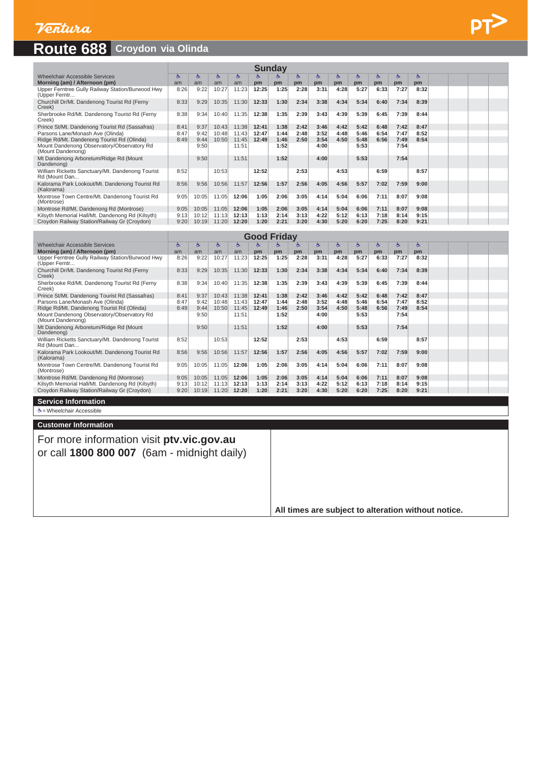Ventura

# Route 688 Croydon via Olinda

| Sunday | | | | | | | | | | | | | |
|---|---|---|---|---|---|---|---|---|---|---|---|---|---|
| Wheelchair Accessible Services | ♿ | ♿ | ♿ | ♿ | ♿ | ♿ | ♿ | ♿ | ♿ | ♿ | ♿ | ♿ | ♿ |
| Morning (am) / Afternoon (pm) | am | am | am | am | pm | pm | pm | pm | pm | pm | pm | pm | pm |
| Upper Ferntree Gully Railway Station/Burwood Hwy (Upper Ferntr... | 8:26 | 9:22 | 10:27 | 11:23 | **12:25** | **1:25** | **2:28** | **3:31** | **4:28** | **5:27** | **6:33** | **7:27** | **8:32** |
| Churchill Dr/Mt. Dandenong Tourist Rd (Ferny Creek) | 8:33 | 9:29 | 10:35 | 11:30 | **12:33** | **1:30** | **2:34** | **3:38** | **4:34** | **5:34** | **6:40** | **7:34** | **8:39** |
| Sherbrooke Rd/Mt. Dandenong Tourist Rd (Ferny Creek) | 8:38 | 9:34 | 10:40 | 11:35 | **12:38** | **1:35** | **2:39** | **3:43** | **4:39** | **5:39** | **6:45** | **7:39** | **8:44** |
| Prince St/Mt. Dandenong Tourist Rd (Sassafras) | 8:41 | 9:37 | 10:43 | 11:38 | **12:41** | **1:38** | **2:42** | **3:46** | **4:42** | **5:42** | **6:48** | **7:42** | **8:47** |
| Parsons Lane/Monash Ave (Olinda) | 8:47 | 9:42 | 10:48 | 11:43 | **12:47** | **1:44** | **2:48** | **3:52** | **4:48** | **5:46** | **6:54** | **7:47** | **8:52** |
| Ridge Rd/Mt. Dandenong Tourist Rd (Olinda) | 8:49 | 9:44 | 10:50 | 11:45 | **12:49** | **1:46** | **2:50** | **3:54** | **4:50** | **5:48** | **6:56** | **7:49** | **8:54** |
| Mount Dandenong Observatory/Observatory Rd (Mount Dandenong) | | 9:50 | | 11:51 | | **1:52** | | **4:00** | | **5:53** | | **7:54** | |
| Mt Dandenong Arboretum/Ridge Rd (Mount Dandenong) | | 9:50 | | 11:51 | | **1:52** | | **4:00** | | **5:53** | | **7:54** | |
| William Ricketts Sanctuary/Mt. Dandenong Tourist Rd (Mount Dan... | 8:52 | | 10:53 | | **12:52** | | **2:53** | | **4:53** | | **6:59** | | **8:57** |
| Kalorama Park Lookout/Mt. Dandenong Tourist Rd (Kalorama) | 8:56 | 9:56 | 10:56 | 11:57 | **12:56** | **1:57** | **2:56** | **4:05** | **4:56** | **5:57** | **7:02** | **7:59** | **9:00** |
| Montrose Town Centre/Mt. Dandenong Tourist Rd (Montrose) | 9:05 | 10:05 | 11:05 | **12:06** | **1:05** | **2:06** | **3:05** | **4:14** | **5:04** | **6:06** | **7:11** | **8:07** | **9:08** |
| Montrose Rd/Mt. Dandenong Rd (Montrose) | 9:05 | 10:05 | 11:05 | **12:06** | **1:05** | **2:06** | **3:05** | **4:14** | **5:04** | **6:06** | **7:11** | **8:07** | **9:08** |
| Kilsyth Memorial Hall/Mt. Dandenong Rd (Kilsyth) | 9:13 | 10:12 | 11:13 | **12:13** | **1:13** | **2:14** | **3:13** | **4:22** | **5:12** | **6:13** | **7:18** | **8:14** | **9:15** |
| Croydon Railway Station/Railway Gr (Croydon) | 9:20 | 10:19 | 11:20 | **12:20** | **1:20** | **2:21** | **3:20** | **4:30** | **5:20** | **6:20** | **7:25** | **8:20** | **9:21** |

| Good Friday | | | | | | | | | | | | | |
|---|---|---|---|---|---|---|---|---|---|---|---|---|---|
| Wheelchair Accessible Services | ♿ | ♿ | ♿ | ♿ | ♿ | ♿ | ♿ | ♿ | ♿ | ♿ | ♿ | ♿ | ♿ |
| Morning (am) / Afternoon (pm) | am | am | am | am | pm | pm | pm | pm | pm | pm | pm | pm | pm |
| Upper Ferntree Gully Railway Station/Burwood Hwy (Upper Ferntr... | 8:26 | 9:22 | 10:27 | 11:23 | **12:25** | **1:25** | **2:28** | **3:31** | **4:28** | **5:27** | **6:33** | **7:27** | **8:32** |
| Churchill Dr/Mt. Dandenong Tourist Rd (Ferny Creek) | 8:33 | 9:29 | 10:35 | 11:30 | **12:33** | **1:30** | **2:34** | **3:38** | **4:34** | **5:34** | **6:40** | **7:34** | **8:39** |
| Sherbrooke Rd/Mt. Dandenong Tourist Rd (Ferny Creek) | 8:38 | 9:34 | 10:40 | 11:35 | **12:38** | **1:35** | **2:39** | **3:43** | **4:39** | **5:39** | **6:45** | **7:39** | **8:44** |
| Prince St/Mt. Dandenong Tourist Rd (Sassafras) | 8:41 | 9:37 | 10:43 | 11:38 | **12:41** | **1:38** | **2:42** | **3:46** | **4:42** | **5:42** | **6:48** | **7:42** | **8:47** |
| Parsons Lane/Monash Ave (Olinda) | 8:47 | 9:42 | 10:48 | 11:43 | **12:47** | **1:44** | **2:48** | **3:52** | **4:48** | **5:46** | **6:54** | **7:47** | **8:52** |
| Ridge Rd/Mt. Dandenong Tourist Rd (Olinda) | 8:49 | 9:44 | 10:50 | 11:45 | **12:49** | **1:46** | **2:50** | **3:54** | **4:50** | **5:48** | **6:56** | **7:49** | **8:54** |
| Mount Dandenong Observatory/Observatory Rd (Mount Dandenong) | | 9:50 | | 11:51 | | **1:52** | | **4:00** | | **5:53** | | **7:54** | |
| Mt Dandenong Arboretum/Ridge Rd (Mount Dandenong) | | 9:50 | | 11:51 | | **1:52** | | **4:00** | | **5:53** | | **7:54** | |
| William Ricketts Sanctuary/Mt. Dandenong Tourist Rd (Mount Dan... | 8:52 | | 10:53 | | **12:52** | | **2:53** | | **4:53** | | **6:59** | | **8:57** |
| Kalorama Park Lookout/Mt. Dandenong Tourist Rd (Kalorama) | 8:56 | 9:56 | 10:56 | 11:57 | **12:56** | **1:57** | **2:56** | **4:05** | **4:56** | **5:57** | **7:02** | **7:59** | **9:00** |
| Montrose Town Centre/Mt. Dandenong Tourist Rd (Montrose) | 9:05 | 10:05 | 11:05 | **12:06** | **1:05** | **2:06** | **3:05** | **4:14** | **5:04** | **6:06** | **7:11** | **8:07** | **9:08** |
| Montrose Rd/Mt. Dandenong Rd (Montrose) | 9:05 | 10:05 | 11:05 | **12:06** | **1:05** | **2:06** | **3:05** | **4:14** | **5:04** | **6:06** | **7:11** | **8:07** | **9:08** |
| Kilsyth Memorial Hall/Mt. Dandenong Rd (Kilsyth) | 9:13 | 10:12 | 11:13 | **12:13** | **1:13** | **2:14** | **3:13** | **4:22** | **5:12** | **6:13** | **7:18** | **8:14** | **9:15** |
| Croydon Railway Station/Railway Gr (Croydon) | 9:20 | 10:19 | 11:20 | **12:20** | **1:20** | **2:21** | **3:20** | **4:30** | **5:20** | **6:20** | **7:25** | **8:20** | **9:21** |

## Service Information

♿ = Wheelchair Accessible

## Customer Information

For more information visit **ptv.vic.gov.au**
or call **1800 800 007** (6am - midnight daily)

**All times are subject to alteration without notice.**